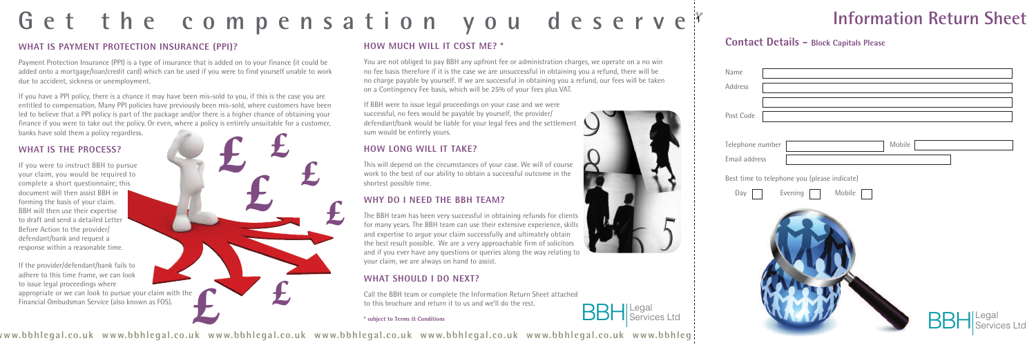# Get the compensation you deserve

## WHAT IS PAYMENT PROTECTION INSURANCE (PPI)?

Payment Protection Insurance (PPI) is a type of insurance that is added on to your finance (it could be added onto a mortgage/loan/credit card) which can be used if you were to find yourself unable to work due to accident, sickness or unemployment.

If you have a PPI policy, there is a chance it may have been mis-sold to you, if this is the case you are entitled to compensation. Many PPI policies have previously been mis-sold, where customers have been led to believe that a PPI policy is part of the package and/or there is a higher chance of obtaining your finance if you were to take out the policy. Or even, where a policy is entirely unsuitable for a customer, banks have sold them a policy regardless.

## WHAT IS THE PROCESS?

If you were to instruct BBH to pursue your claim, you would be required to complete a short questionnaire; this document will then assist BBH in forming the basis of your claim. BBH will then use their expertise to draft and send a detailed Letter Before Action to the provider/defendant/bank and request a response within a reasonable time.

If the provider/defendant/bank fails to adhere to this time frame, we can look to issue legal proceedings where appropriate or we can look to pursue your claim with the Financial Ombudsman Service (also known as FOS).

## HOW MUCH WILL IT COST ME? *

You are not obliged to pay BBH any upfront fee or administration charges, we operate on a no win no fee basis therefore if it is the case we are unsuccessful in obtaining you a refund, there will be no charge payable by yourself. If we are successful in obtaining you a refund, our fees will be taken on a Contingency Fee basis, which will be 25% of your fees plus VAT.

If BBH were to issue legal proceedings on your case and we were successful, no fees would be payable by yourself, the provider/defendant/bank would be liable for your legal fees and the settlement sum would be entirely yours.

## HOW LONG WILL IT TAKE?

This will depend on the circumstances of your case. We will of course work to the best of our ability to obtain a successful outcome in the shortest possible time.

## WHY DO I NEED THE BBH TEAM?

The BBH team has been very successful in obtaining refunds for clients for many years. The BBH team can use their extensive experience, skills and expertise to argue your claim successfully and ultimately obtain the best result possible. We are a very approachable firm of solicitors and if you ever have any questions or queries along the way relating to your claim, we are always on hand to assist.

## WHAT SHOULD I DO NEXT?

Call the BBH team or complete the Information Return Sheet attached to this brochure and return it to us and we'll do the rest.

**\* subject to Terms & Conditions**

BBH Legal Services Ltd

www.bbhlegal.co.uk www.bbhlegal.co.uk www.bbhlegal.co.uk www.bbhlegal.co.uk www.bbhlegal.co.uk

# Information Return Sheet

## Contact Details - Block Capitals Please

Name

Address

Post Code

Telephone number &emsp; Mobile

Email address

Best time to telephone you (please indicate)

Day ☐ &emsp; Evening ☐ &emsp; Mobile ☐

BBH Legal Services Ltd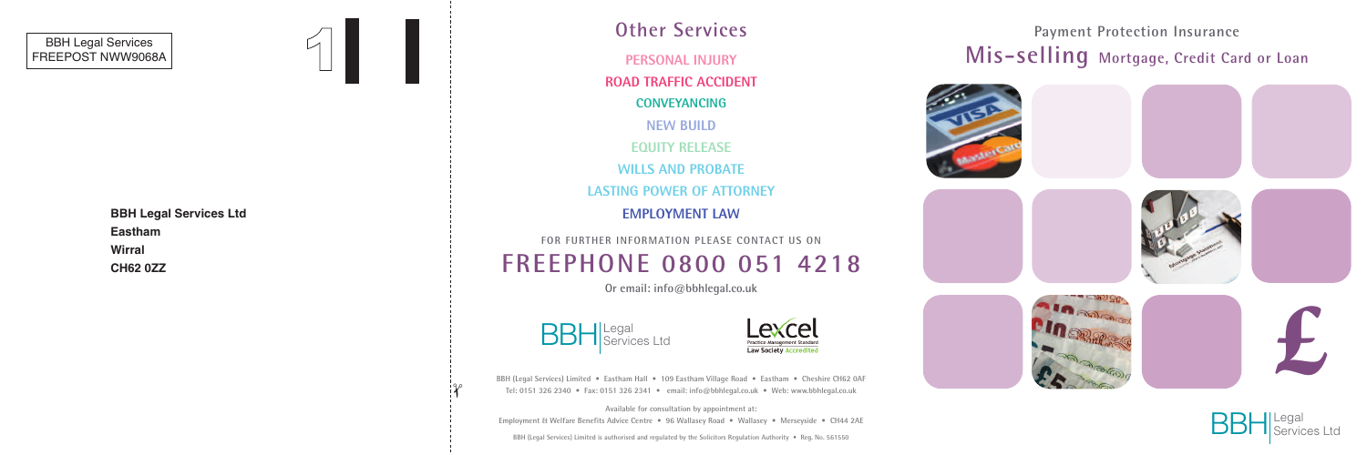BBH Legal Services
FREEPOST NWW9068A

1

**BBH Legal Services Ltd**
**Eastham**
**Wirral**
**CH62 0ZZ**

## Other Services

PERSONAL INJURY

ROAD TRAFFIC ACCIDENT

CONVEYANCING

NEW BUILD

EQUITY RELEASE

WILLS AND PROBATE

LASTING POWER OF ATTORNEY

EMPLOYMENT LAW

FOR FURTHER INFORMATION PLEASE CONTACT US ON

# FREEPHONE 0800 051 4218

Or email: info@bbhlegal.co.uk

BBH Legal Services Ltd

Lexcel Practice Management Standard Law Society Accredited

BBH (Legal Services) Limited • Eastham Hall • 109 Eastham Village Road • Eastham • Cheshire CH62 0AF
Tel: 0151 326 2340 • Fax: 0151 326 2341 • email: info@bbhlegal.co.uk • Web: www.bbhlegal.co.uk

Available for consultation by appointment at:
Employment & Welfare Benefits Advice Centre • 96 Wallasey Road • Wallasey • Merseyside • CH44 2AE

BBH (Legal Services) Limited is authorised and regulated by the Solicitors Regulation Authority • Reg. No. 561550

## Payment Protection Insurance

# Mis-selling Mortgage, Credit Card or Loan

£

BBH Legal Services Ltd